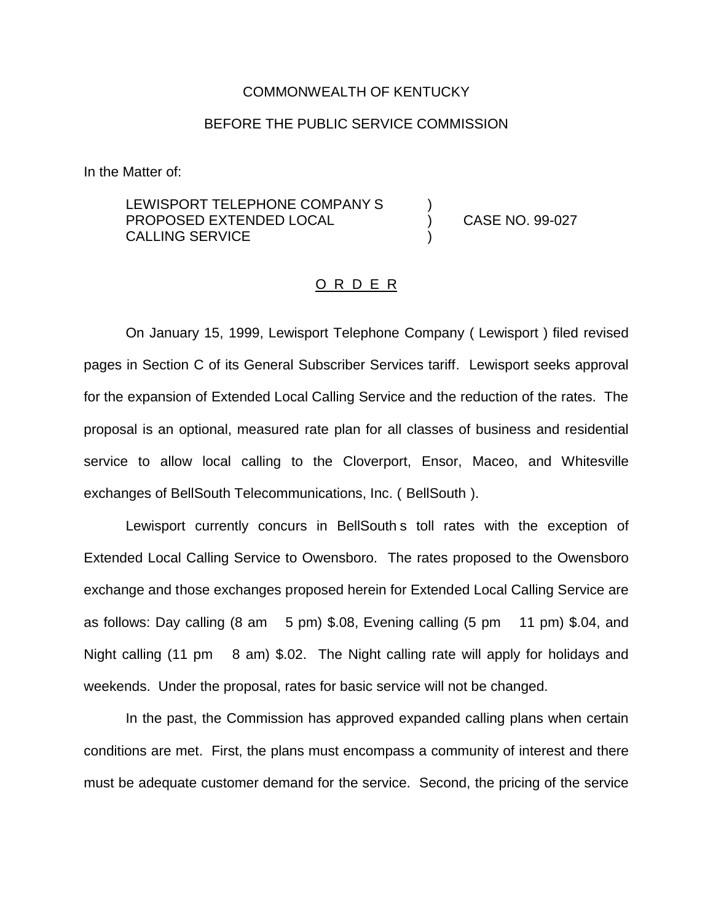COMMONWEALTH OF KENTUCKY

BEFORE THE PUBLIC SERVICE COMMISSION

In the Matter of:

LEWISPORT TELEPHONE COMPANY S PROPOSED EXTENDED LOCAL CALLING SERVICE ) CASE NO. 99-027

O R D E R

On January 15, 1999, Lewisport Telephone Company ( Lewisport ) filed revised pages in Section C of its General Subscriber Services tariff. Lewisport seeks approval for the expansion of Extended Local Calling Service and the reduction of the rates. The proposal is an optional, measured rate plan for all classes of business and residential service to allow local calling to the Cloverport, Ensor, Maceo, and Whitesville exchanges of BellSouth Telecommunications, Inc. ( BellSouth ).

Lewisport currently concurs in BellSouth s toll rates with the exception of Extended Local Calling Service to Owensboro. The rates proposed to the Owensboro exchange and those exchanges proposed herein for Extended Local Calling Service are as follows: Day calling (8 am 5 pm) $.08, Evening calling (5 pm 11 pm) $.04, and Night calling (11 pm 8 am) $.02. The Night calling rate will apply for holidays and weekends. Under the proposal, rates for basic service will not be changed.

In the past, the Commission has approved expanded calling plans when certain conditions are met. First, the plans must encompass a community of interest and there must be adequate customer demand for the service. Second, the pricing of the service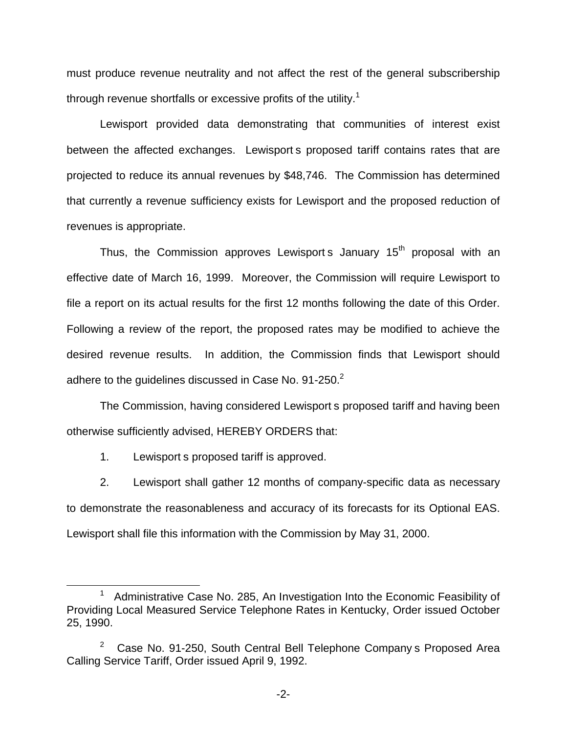must produce revenue neutrality and not affect the rest of the general subscribership through revenue shortfalls or excessive profits of the utility.[1]

Lewisport provided data demonstrating that communities of interest exist between the affected exchanges. Lewisport s proposed tariff contains rates that are projected to reduce its annual revenues by $48,746. The Commission has determined that currently a revenue sufficiency exists for Lewisport and the proposed reduction of revenues is appropriate.

Thus, the Commission approves Lewisport s January 15th proposal with an effective date of March 16, 1999. Moreover, the Commission will require Lewisport to file a report on its actual results for the first 12 months following the date of this Order. Following a review of the report, the proposed rates may be modified to achieve the desired revenue results. In addition, the Commission finds that Lewisport should adhere to the guidelines discussed in Case No. 91-250.[2]

The Commission, having considered Lewisport s proposed tariff and having been otherwise sufficiently advised, HEREBY ORDERS that:

1. Lewisport s proposed tariff is approved.

2. Lewisport shall gather 12 months of company-specific data as necessary to demonstrate the reasonableness and accuracy of its forecasts for its Optional EAS. Lewisport shall file this information with the Commission by May 31, 2000.

---

[1] Administrative Case No. 285, An Investigation Into the Economic Feasibility of Providing Local Measured Service Telephone Rates in Kentucky, Order issued October 25, 1990.

[2] Case No. 91-250, South Central Bell Telephone Company s Proposed Area Calling Service Tariff, Order issued April 9, 1992.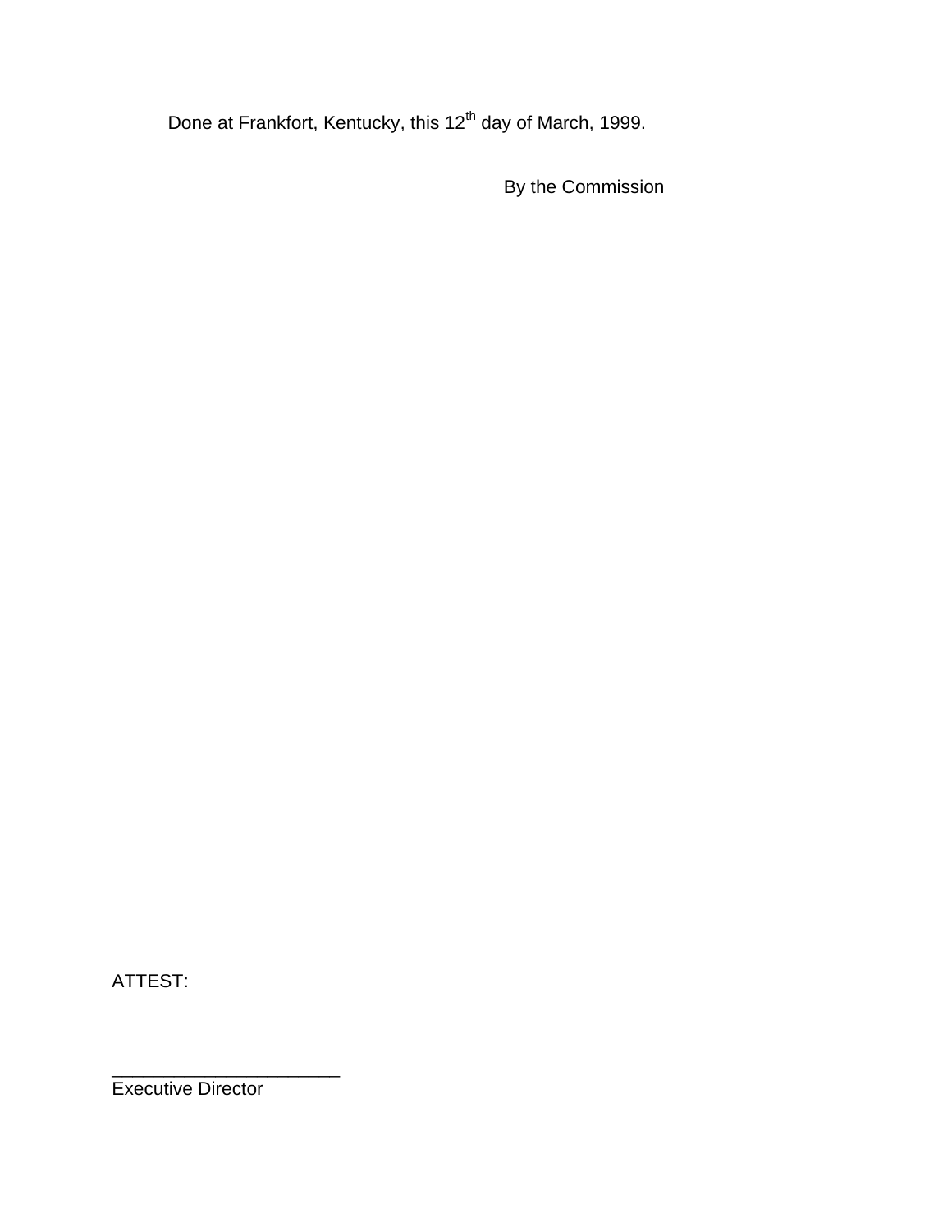Done at Frankfort, Kentucky, this 12th day of March, 1999.

By the Commission

ATTEST:

______________________

Executive Director